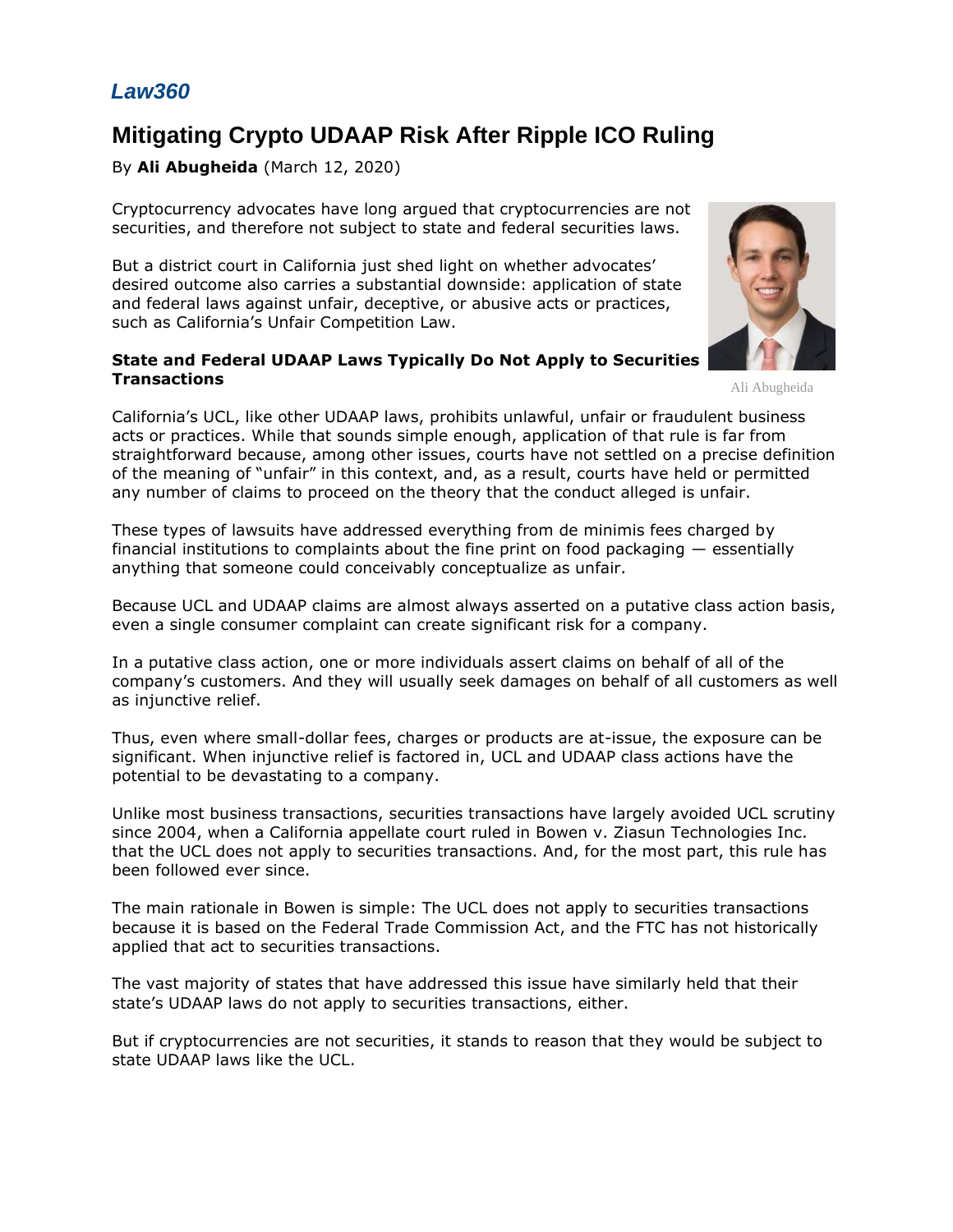*Law360*

# Mitigating Crypto UDAAP Risk After Ripple ICO Ruling

By **Ali Abugheida** (March 12, 2020)

Cryptocurrency advocates have long argued that cryptocurrencies are not securities, and therefore not subject to state and federal securities laws.

But a district court in California just shed light on whether advocates' desired outcome also carries a substantial downside: application of state and federal laws against unfair, deceptive, or abusive acts or practices, such as California's Unfair Competition Law.

Ali Abugheida

**State and Federal UDAAP Laws Typically Do Not Apply to Securities Transactions**

California's UCL, like other UDAAP laws, prohibits unlawful, unfair or fraudulent business acts or practices. While that sounds simple enough, application of that rule is far from straightforward because, among other issues, courts have not settled on a precise definition of the meaning of "unfair" in this context, and, as a result, courts have held or permitted any number of claims to proceed on the theory that the conduct alleged is unfair.

These types of lawsuits have addressed everything from de minimis fees charged by financial institutions to complaints about the fine print on food packaging — essentially anything that someone could conceivably conceptualize as unfair.

Because UCL and UDAAP claims are almost always asserted on a putative class action basis, even a single consumer complaint can create significant risk for a company.

In a putative class action, one or more individuals assert claims on behalf of all of the company's customers. And they will usually seek damages on behalf of all customers as well as injunctive relief.

Thus, even where small-dollar fees, charges or products are at-issue, the exposure can be significant. When injunctive relief is factored in, UCL and UDAAP class actions have the potential to be devastating to a company.

Unlike most business transactions, securities transactions have largely avoided UCL scrutiny since 2004, when a California appellate court ruled in Bowen v. Ziasun Technologies Inc. that the UCL does not apply to securities transactions. And, for the most part, this rule has been followed ever since.

The main rationale in Bowen is simple: The UCL does not apply to securities transactions because it is based on the Federal Trade Commission Act, and the FTC has not historically applied that act to securities transactions.

The vast majority of states that have addressed this issue have similarly held that their state's UDAAP laws do not apply to securities transactions, either.

But if cryptocurrencies are not securities, it stands to reason that they would be subject to state UDAAP laws like the UCL.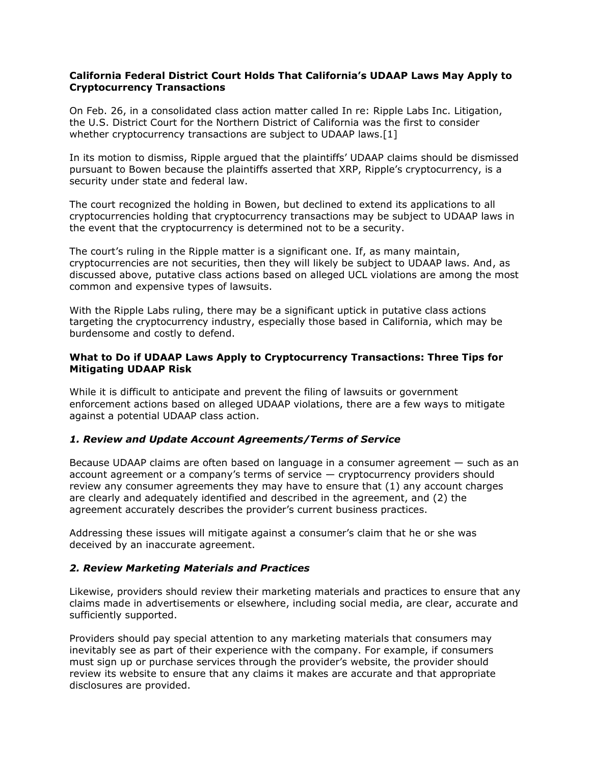**California Federal District Court Holds That California's UDAAP Laws May Apply to Cryptocurrency Transactions**

On Feb. 26, in a consolidated class action matter called In re: Ripple Labs Inc. Litigation, the U.S. District Court for the Northern District of California was the first to consider whether cryptocurrency transactions are subject to UDAAP laws.[1]

In its motion to dismiss, Ripple argued that the plaintiffs' UDAAP claims should be dismissed pursuant to Bowen because the plaintiffs asserted that XRP, Ripple's cryptocurrency, is a security under state and federal law.

The court recognized the holding in Bowen, but declined to extend its applications to all cryptocurrencies holding that cryptocurrency transactions may be subject to UDAAP laws in the event that the cryptocurrency is determined not to be a security.

The court's ruling in the Ripple matter is a significant one. If, as many maintain, cryptocurrencies are not securities, then they will likely be subject to UDAAP laws. And, as discussed above, putative class actions based on alleged UCL violations are among the most common and expensive types of lawsuits.

With the Ripple Labs ruling, there may be a significant uptick in putative class actions targeting the cryptocurrency industry, especially those based in California, which may be burdensome and costly to defend.

**What to Do if UDAAP Laws Apply to Cryptocurrency Transactions: Three Tips for Mitigating UDAAP Risk**

While it is difficult to anticipate and prevent the filing of lawsuits or government enforcement actions based on alleged UDAAP violations, there are a few ways to mitigate against a potential UDAAP class action.

***1. Review and Update Account Agreements/Terms of Service***

Because UDAAP claims are often based on language in a consumer agreement — such as an account agreement or a company's terms of service — cryptocurrency providers should review any consumer agreements they may have to ensure that (1) any account charges are clearly and adequately identified and described in the agreement, and (2) the agreement accurately describes the provider's current business practices.

Addressing these issues will mitigate against a consumer's claim that he or she was deceived by an inaccurate agreement.

***2. Review Marketing Materials and Practices***

Likewise, providers should review their marketing materials and practices to ensure that any claims made in advertisements or elsewhere, including social media, are clear, accurate and sufficiently supported.

Providers should pay special attention to any marketing materials that consumers may inevitably see as part of their experience with the company. For example, if consumers must sign up or purchase services through the provider's website, the provider should review its website to ensure that any claims it makes are accurate and that appropriate disclosures are provided.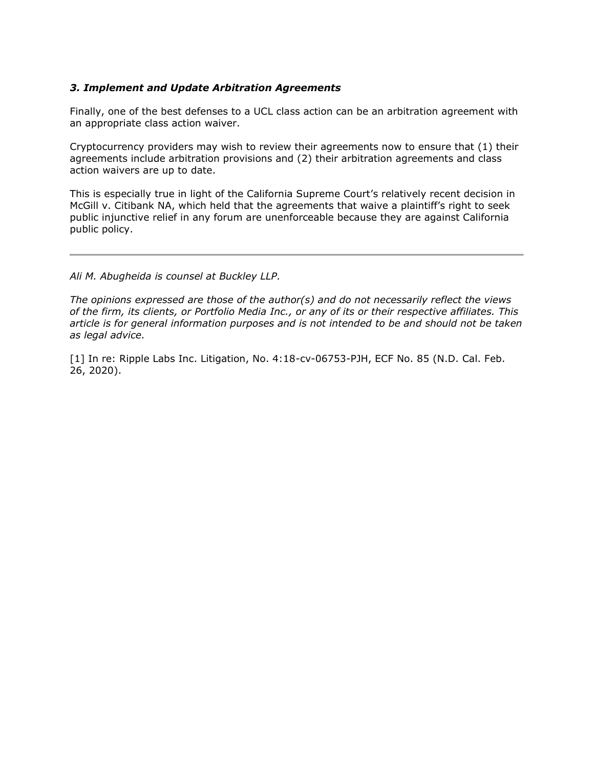### *3. Implement and Update Arbitration Agreements*

Finally, one of the best defenses to a UCL class action can be an arbitration agreement with an appropriate class action waiver.

Cryptocurrency providers may wish to review their agreements now to ensure that (1) their agreements include arbitration provisions and (2) their arbitration agreements and class action waivers are up to date.

This is especially true in light of the California Supreme Court's relatively recent decision in McGill v. Citibank NA, which held that the agreements that waive a plaintiff's right to seek public injunctive relief in any forum are unenforceable because they are against California public policy.

---

*Ali M. Abugheida is counsel at Buckley LLP.*

*The opinions expressed are those of the author(s) and do not necessarily reflect the views of the firm, its clients, or Portfolio Media Inc., or any of its or their respective affiliates. This article is for general information purposes and is not intended to be and should not be taken as legal advice.*

[1] In re: Ripple Labs Inc. Litigation, No. 4:18-cv-06753-PJH, ECF No. 85 (N.D. Cal. Feb. 26, 2020).